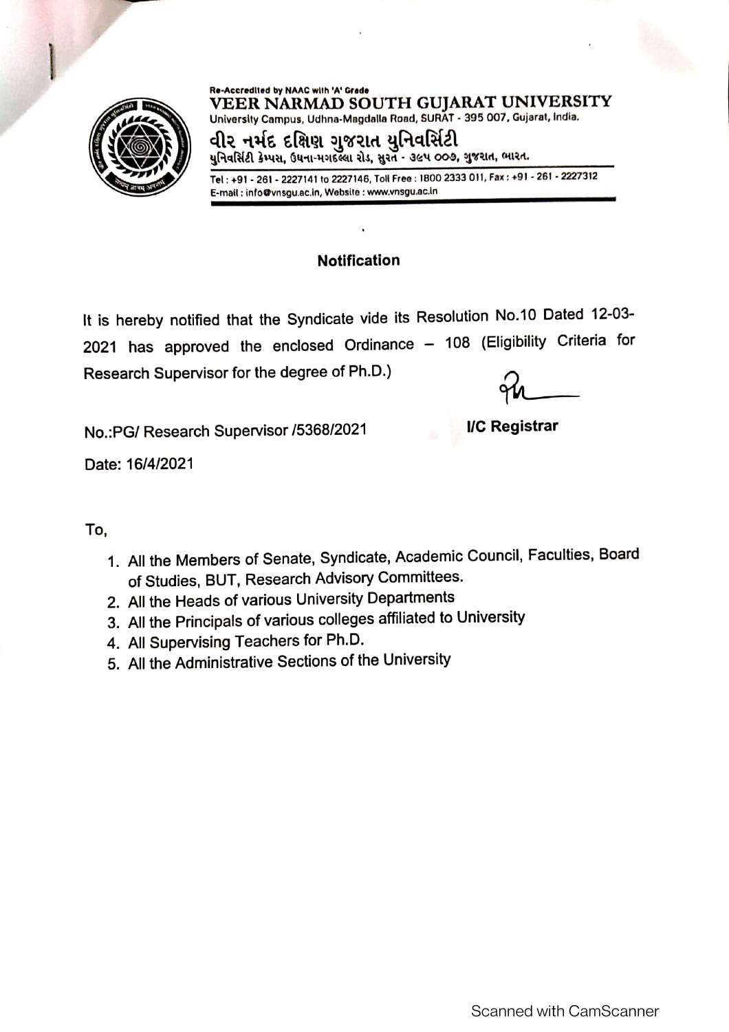Re-Accredited by NAAC with 'A' Grade

**VEER NARMAD SOUTH GUJARAT UNIVERSITY**

University Campus, Udhna-Magdalla Road, SURAT - 395 007, Gujarat, India.

**વીર નર્મદ દક્ષિણ ગુજરાત યુનિવર્સિટી**

યુનિવર્સિટી કેમ્પસ, ઉધના-મગદલ્લા રોડ, સુરત - ૩૯૫ ૦૦૭, ગુજરાત, ભારત.

Tel : +91 - 261 - 2227141 to 2227146, Toll Free : 1800 2333 011, Fax : +91 - 261 - 2227312
E-mail : info@vnsgu.ac.in, Website : www.vnsgu.ac.in

## Notification

It is hereby notified that the Syndicate vide its Resolution No.10 Dated 12-03-2021 has approved the enclosed Ordinance – 108 (Eligibility Criteria for Research Supervisor for the degree of Ph.D.)

No.:PG/ Research Supervisor /5368/2021

**I/C Registrar**

Date: 16/4/2021

To,

1. All the Members of Senate, Syndicate, Academic Council, Faculties, Board of Studies, BUT, Research Advisory Committees.
2. All the Heads of various University Departments
3. All the Principals of various colleges affiliated to University
4. All Supervising Teachers for Ph.D.
5. All the Administrative Sections of the University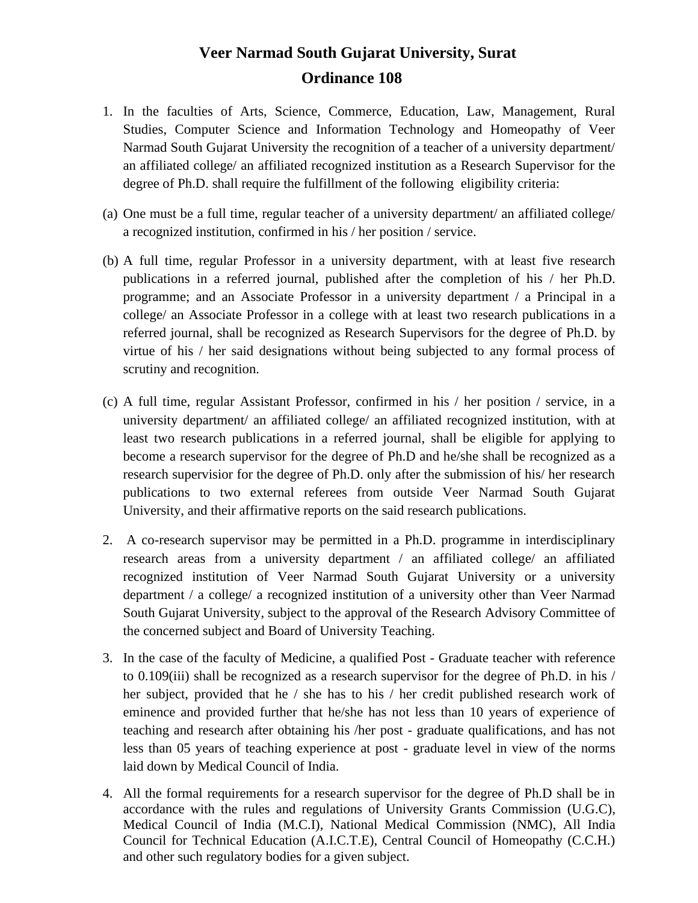# Veer Narmad South Gujarat University, Surat

## Ordinance 108

1. In the faculties of Arts, Science, Commerce, Education, Law, Management, Rural Studies, Computer Science and Information Technology and Homeopathy of Veer Narmad South Gujarat University the recognition of a teacher of a university department/ an affiliated college/ an affiliated recognized institution as a Research Supervisor for the degree of Ph.D. shall require the fulfillment of the following eligibility criteria:

(a) One must be a full time, regular teacher of a university department/ an affiliated college/ a recognized institution, confirmed in his / her position / service.

(b) A full time, regular Professor in a university department, with at least five research publications in a referred journal, published after the completion of his / her Ph.D. programme; and an Associate Professor in a university department / a Principal in a college/ an Associate Professor in a college with at least two research publications in a referred journal, shall be recognized as Research Supervisors for the degree of Ph.D. by virtue of his / her said designations without being subjected to any formal process of scrutiny and recognition.

(c) A full time, regular Assistant Professor, confirmed in his / her position / service, in a university department/ an affiliated college/ an affiliated recognized institution, with at least two research publications in a referred journal, shall be eligible for applying to become a research supervisor for the degree of Ph.D and he/she shall be recognized as a research supervisior for the degree of Ph.D. only after the submission of his/ her research publications to two external referees from outside Veer Narmad South Gujarat University, and their affirmative reports on the said research publications.

2. A co-research supervisor may be permitted in a Ph.D. programme in interdisciplinary research areas from a university department / an affiliated college/ an affiliated recognized institution of Veer Narmad South Gujarat University or a university department / a college/ a recognized institution of a university other than Veer Narmad South Gujarat University, subject to the approval of the Research Advisory Committee of the concerned subject and Board of University Teaching.

3. In the case of the faculty of Medicine, a qualified Post - Graduate teacher with reference to 0.109(iii) shall be recognized as a research supervisor for the degree of Ph.D. in his / her subject, provided that he / she has to his / her credit published research work of eminence and provided further that he/she has not less than 10 years of experience of teaching and research after obtaining his /her post - graduate qualifications, and has not less than 05 years of teaching experience at post - graduate level in view of the norms laid down by Medical Council of India.

4. All the formal requirements for a research supervisor for the degree of Ph.D shall be in accordance with the rules and regulations of University Grants Commission (U.G.C), Medical Council of India (M.C.I), National Medical Commission (NMC), All India Council for Technical Education (A.I.C.T.E), Central Council of Homeopathy (C.C.H.) and other such regulatory bodies for a given subject.